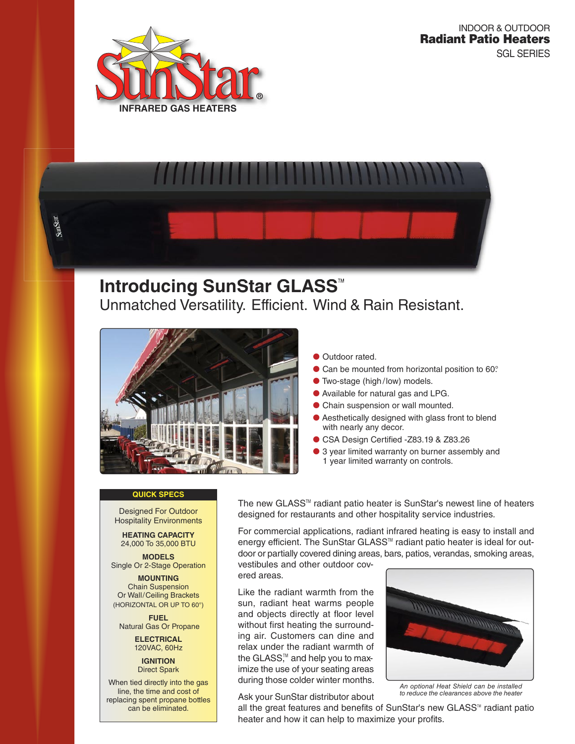SunStar®

INFRARED GAS HEATERS

INDOOR & OUTDOOR

**Radiant Patio Heaters**

SGL SERIES

# Introducing SunStar GLASS™

## Unmatched Versatility. Efficient. Wind & Rain Resistant.

- Outdoor rated.
- Can be mounted from horizontal position to 60°.
- Two-stage (high/low) models.
- Available for natural gas and LPG.
- Chain suspension or wall mounted.
- Aesthetically designed with glass front to blend with nearly any decor.
- CSA Design Certified -Z83.19 & Z83.26
- 3 year limited warranty on burner assembly and 1 year limited warranty on controls.

**QUICK SPECS**

Designed For Outdoor Hospitality Environments

**HEATING CAPACITY**
24,000 To 35,000 BTU

**MODELS**
Single Or 2-Stage Operation

**MOUNTING**
Chain Suspension
Or Wall/Ceiling Brackets
(HORIZONTAL OR UP TO 60°)

**FUEL**
Natural Gas Or Propane

**ELECTRICAL**
120VAC, 60Hz

**IGNITION**
Direct Spark

When tied directly into the gas line, the time and cost of replacing spent propane bottles can be eliminated.

The new GLASS™ radiant patio heater is SunStar's newest line of heaters designed for restaurants and other hospitality service industries.

For commercial applications, radiant infrared heating is easy to install and energy efficient. The SunStar GLASS™ radiant patio heater is ideal for outdoor or partially covered dining areas, bars, patios, verandas, smoking areas, vestibules and other outdoor covered areas.

Like the radiant warmth from the sun, radiant heat warms people and objects directly at floor level without first heating the surrounding air. Customers can dine and relax under the radiant warmth of the GLASS,™ and help you to maximize the use of your seating areas during those colder winter months.

*An optional Heat Shield can be installed to reduce the clearances above the heater*

Ask your SunStar distributor about all the great features and benefits of SunStar's new GLASS™ radiant patio heater and how it can help to maximize your profits.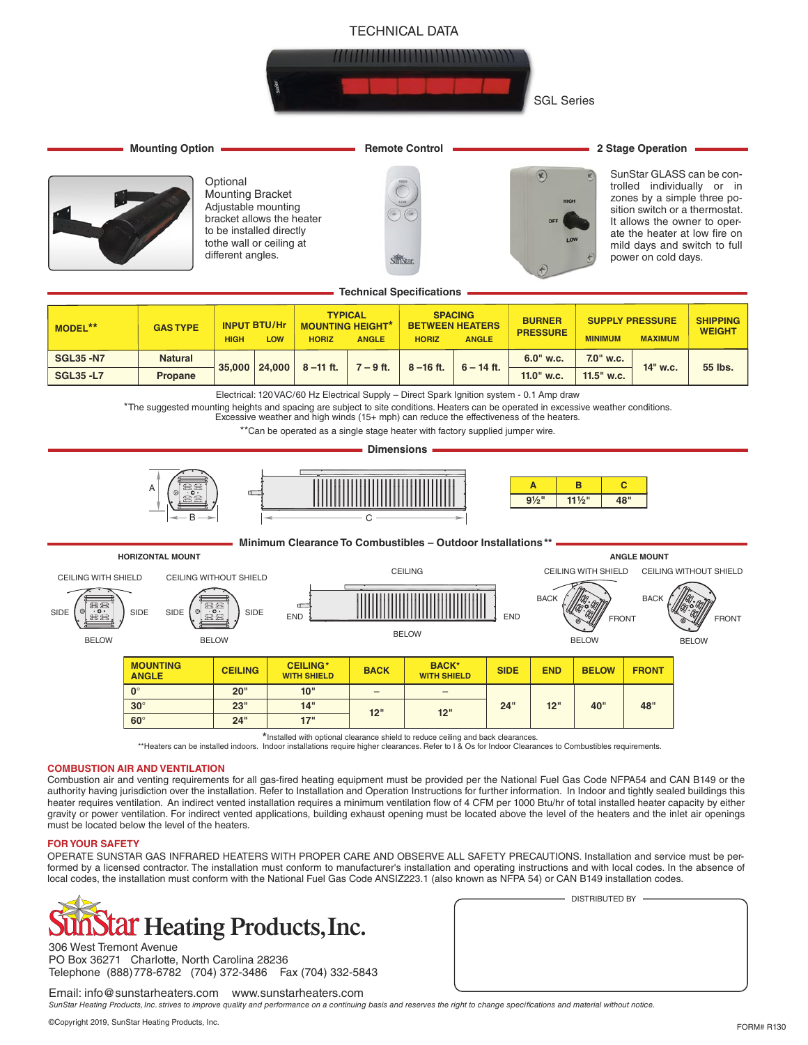# TECHNICAL DATA

SGL Series

## Mounting Option

Optional Mounting Bracket
Adjustable mounting bracket allows the heater to be installed directly tothe wall or ceiling at different angles.

## Remote Control

## 2 Stage Operation

SunStar GLASS can be controlled individually or in zones by a simple three position switch or a thermostat. It allows the owner to operate the heater at low fire on mild days and switch to full power on cold days.

## Technical Specifications

| MODEL** | GAS TYPE | INPUT BTU/Hr | | TYPICAL MOUNTING HEIGHT* | | SPACING BETWEEN HEATERS | | BURNER PRESSURE | SUPPLY PRESSURE | | SHIPPING WEIGHT |
|---|---|---|---|---|---|---|---|---|---|---|---|
| | | HIGH | LOW | HORIZ | ANGLE | HORIZ | ANGLE | | MINIMUM | MAXIMUM | |
| SGL35 -N7 | Natural | 35,000 | 24,000 | 8 –11 ft. | 7 – 9 ft. | 8 –16 ft. | 6 – 14 ft. | 6.0" w.c. | 7.0" w.c. | 14" w.c. | 55 lbs. |
| SGL35 -L7 | Propane | | | | | | | 11.0" w.c. | 11.5" w.c. | | |

Electrical: 120VAC/60 Hz Electrical Supply – Direct Spark Ignition system - 0.1 Amp draw

*The suggested mounting heights and spacing are subject to site conditions. Heaters can be operated in excessive weather conditions. Excessive weather and high winds (15+ mph) can reduce the effectiveness of the heaters.

**Can be operated as a single stage heater with factory supplied jumper wire.

## Dimensions

A
B
C

| A | B | C |
|---|---|---|
| 9½" | 11½" | 48" |

## Minimum Clearance To Combustibles – Outdoor Installations **

HORIZONTAL MOUNT

CEILING WITH SHIELD
SIDE SIDE
BELOW

CEILING WITHOUT SHIELD
SIDE SIDE
BELOW

CEILING
END END
BELOW

ANGLE MOUNT

CEILING WITH SHIELD
BACK FRONT
BELOW

CEILING WITHOUT SHIELD
BACK FRONT
BELOW

| MOUNTING ANGLE | CEILING | CEILING* WITH SHIELD | BACK | BACK* WITH SHIELD | SIDE | END | BELOW | FRONT |
|---|---|---|---|---|---|---|---|---|
| 0° | 20" | 10" | – | – | 24" | 12" | 40" | 48" |
| 30° | 23" | 14" | 12" | 12" | | | | |
| 60° | 24" | 17" | | | | | | |

*Installed with optional clearance shield to reduce ceiling and back clearances.
**Heaters can be installed indoors. Indoor installations require higher clearances. Refer to I & Os for Indoor Clearances to Combustibles requirements.

### COMBUSTION AIR AND VENTILATION

Combustion air and venting requirements for all gas-fired heating equipment must be provided per the National Fuel Gas Code NFPA54 and CAN B149 or the authority having jurisdiction over the installation. Refer to Installation and Operation Instructions for further information. In Indoor and tightly sealed buildings this heater requires ventilation. An indirect vented installation requires a minimum ventilation flow of 4 CFM per 1000 Btu/hr of total installed heater capacity by either gravity or power ventilation. For indirect vented applications, building exhaust opening must be located above the level of the heaters and the inlet air openings must be located below the level of the heaters.

### FOR YOUR SAFETY

OPERATE SUNSTAR GAS INFRARED HEATERS WITH PROPER CARE AND OBSERVE ALL SAFETY PRECAUTIONS. Installation and service must be performed by a licensed contractor. The installation must conform to manufacturer's installation and operating instructions and with local codes. In the absence of local codes, the installation must conform with the National Fuel Gas Code ANSIZ223.1 (also known as NFPA 54) or CAN B149 installation codes.

**SunStar Heating Products, Inc.**

306 West Tremont Avenue
PO Box 36271 Charlotte, North Carolina 28236
Telephone (888)778-6782 (704) 372-3486 Fax (704) 332-5843

Email: info@sunstarheaters.com www.sunstarheaters.com

DISTRIBUTED BY

*SunStar Heating Products, Inc. strives to improve quality and performance on a continuing basis and reserves the right to change specifications and material without notice.*

©Copyright 2019, SunStar Heating Products, Inc.

FORM# R130